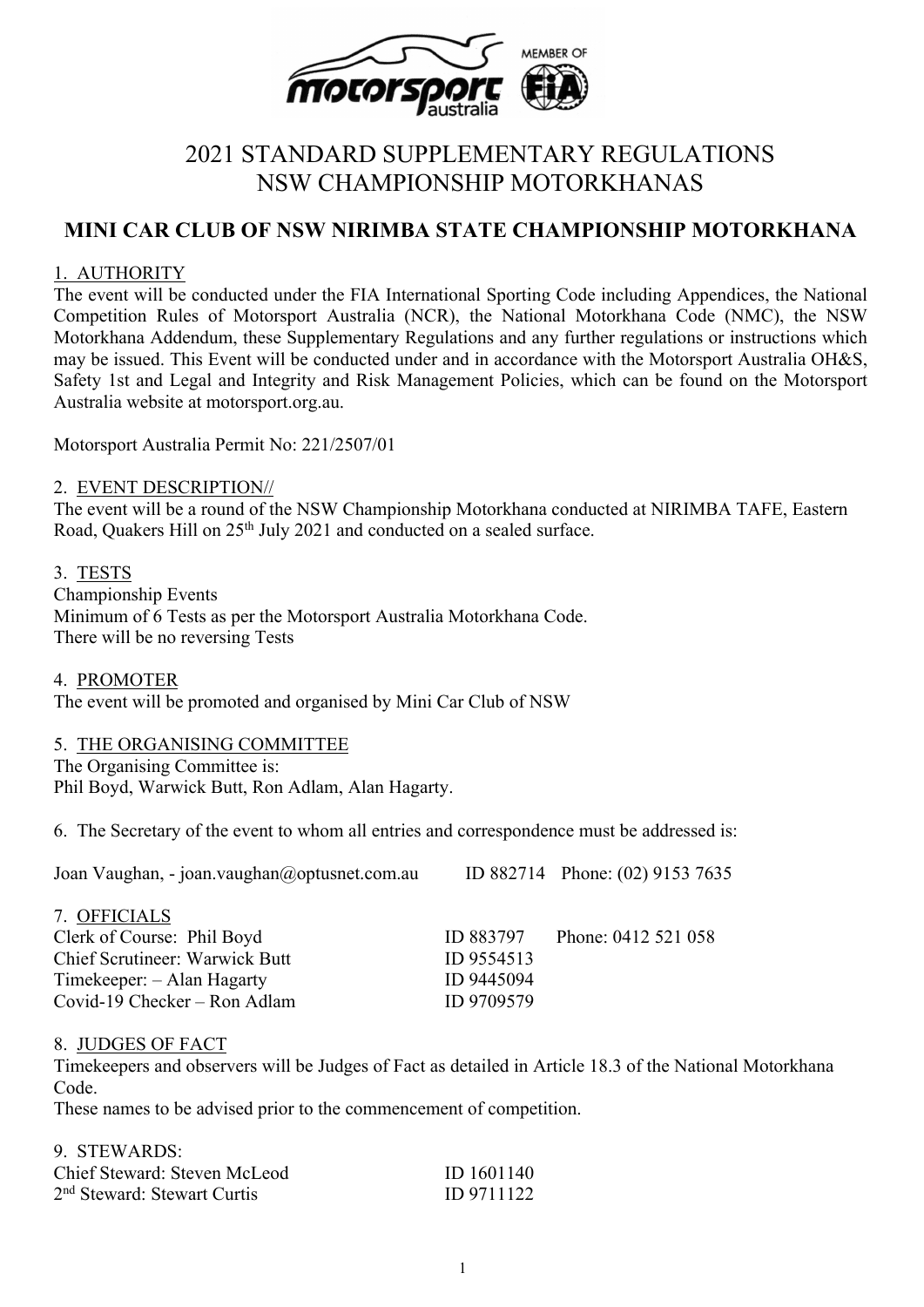# 2021 STANDARD SUPPLEMENTARY REGULATIONS
# NSW CHAMPIONSHIP MOTORKHANAS

## MINI CAR CLUB OF NSW NIRIMBA STATE CHAMPIONSHIP MOTORKHANA

1. AUTHORITY

The event will be conducted under the FIA International Sporting Code including Appendices, the National Competition Rules of Motorsport Australia (NCR), the National Motorkhana Code (NMC), the NSW Motorkhana Addendum, these Supplementary Regulations and any further regulations or instructions which may be issued. This Event will be conducted under and in accordance with the Motorsport Australia OH&S, Safety 1st and Legal and Integrity and Risk Management Policies, which can be found on the Motorsport Australia website at motorsport.org.au.

Motorsport Australia Permit No: 221/2507/01

2. EVENT DESCRIPTION//

The event will be a round of the NSW Championship Motorkhana conducted at NIRIMBA TAFE, Eastern Road, Quakers Hill on 25th July 2021 and conducted on a sealed surface.

3. TESTS

Championship Events
Minimum of 6 Tests as per the Motorsport Australia Motorkhana Code.
There will be no reversing Tests

4. PROMOTER

The event will be promoted and organised by Mini Car Club of NSW

5. THE ORGANISING COMMITTEE

The Organising Committee is:
Phil Boyd, Warwick Butt, Ron Adlam, Alan Hagarty.

6. The Secretary of the event to whom all entries and correspondence must be addressed is:

Joan Vaughan, - joan.vaughan@optusnet.com.au ID 882714 Phone: (02) 9153 7635

7. OFFICIALS

| | | |
|---|---|---|
| Clerk of Course: Phil Boyd | ID 883797 | Phone: 0412 521 058 |
| Chief Scrutineer: Warwick Butt | ID 9554513 | |
| Timekeeper: – Alan Hagarty | ID 9445094 | |
| Covid-19 Checker – Ron Adlam | ID 9709579 | |

8. JUDGES OF FACT

Timekeepers and observers will be Judges of Fact as detailed in Article 18.3 of the National Motorkhana Code.
These names to be advised prior to the commencement of competition.

9. STEWARDS:

| | |
|---|---|
| Chief Steward: Steven McLeod | ID 1601140 |
| 2nd Steward: Stewart Curtis | ID 9711122 |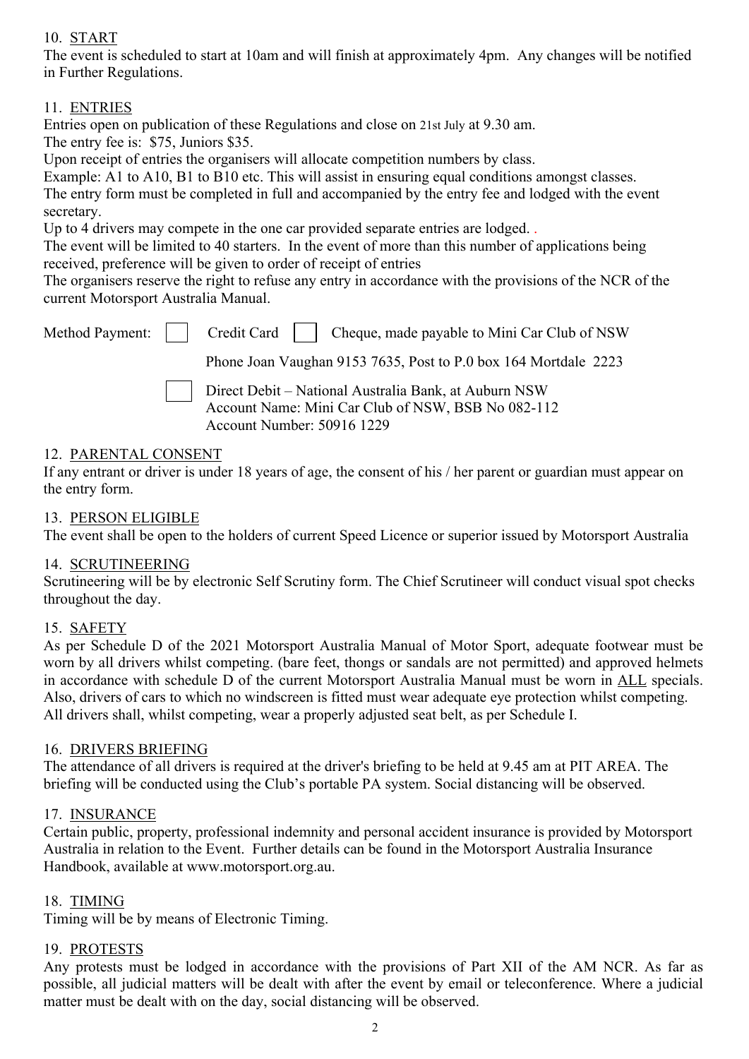## 10. START

The event is scheduled to start at 10am and will finish at approximately 4pm. Any changes will be notified in Further Regulations.

## 11. ENTRIES

Entries open on publication of these Regulations and close on 21st July at 9.30 am.

The entry fee is: $75, Juniors $35.

Upon receipt of entries the organisers will allocate competition numbers by class.

Example: A1 to A10, B1 to B10 etc. This will assist in ensuring equal conditions amongst classes.

The entry form must be completed in full and accompanied by the entry fee and lodged with the event secretary.

Up to 4 drivers may compete in the one car provided separate entries are lodged. .

The event will be limited to 40 starters. In the event of more than this number of applications being received, preference will be given to order of receipt of entries

The organisers reserve the right to refuse any entry in accordance with the provisions of the NCR of the current Motorsport Australia Manual.

Method Payment: ☐ Credit Card ☐ Cheque, made payable to Mini Car Club of NSW

Phone Joan Vaughan 9153 7635, Post to P.0 box 164 Mortdale 2223

☐ Direct Debit – National Australia Bank, at Auburn NSW
Account Name: Mini Car Club of NSW, BSB No 082-112
Account Number: 50916 1229

## 12. PARENTAL CONSENT

If any entrant or driver is under 18 years of age, the consent of his / her parent or guardian must appear on the entry form.

## 13. PERSON ELIGIBLE

The event shall be open to the holders of current Speed Licence or superior issued by Motorsport Australia

## 14. SCRUTINEERING

Scrutineering will be by electronic Self Scrutiny form. The Chief Scrutineer will conduct visual spot checks throughout the day.

## 15. SAFETY

As per Schedule D of the 2021 Motorsport Australia Manual of Motor Sport, adequate footwear must be worn by all drivers whilst competing. (bare feet, thongs or sandals are not permitted) and approved helmets in accordance with schedule D of the current Motorsport Australia Manual must be worn in ALL specials. Also, drivers of cars to which no windscreen is fitted must wear adequate eye protection whilst competing. All drivers shall, whilst competing, wear a properly adjusted seat belt, as per Schedule I.

## 16. DRIVERS BRIEFING

The attendance of all drivers is required at the driver's briefing to be held at 9.45 am at PIT AREA. The briefing will be conducted using the Club's portable PA system. Social distancing will be observed.

## 17. INSURANCE

Certain public, property, professional indemnity and personal accident insurance is provided by Motorsport Australia in relation to the Event. Further details can be found in the Motorsport Australia Insurance Handbook, available at www.motorsport.org.au.

## 18. TIMING

Timing will be by means of Electronic Timing.

## 19. PROTESTS

Any protests must be lodged in accordance with the provisions of Part XII of the AM NCR. As far as possible, all judicial matters will be dealt with after the event by email or teleconference. Where a judicial matter must be dealt with on the day, social distancing will be observed.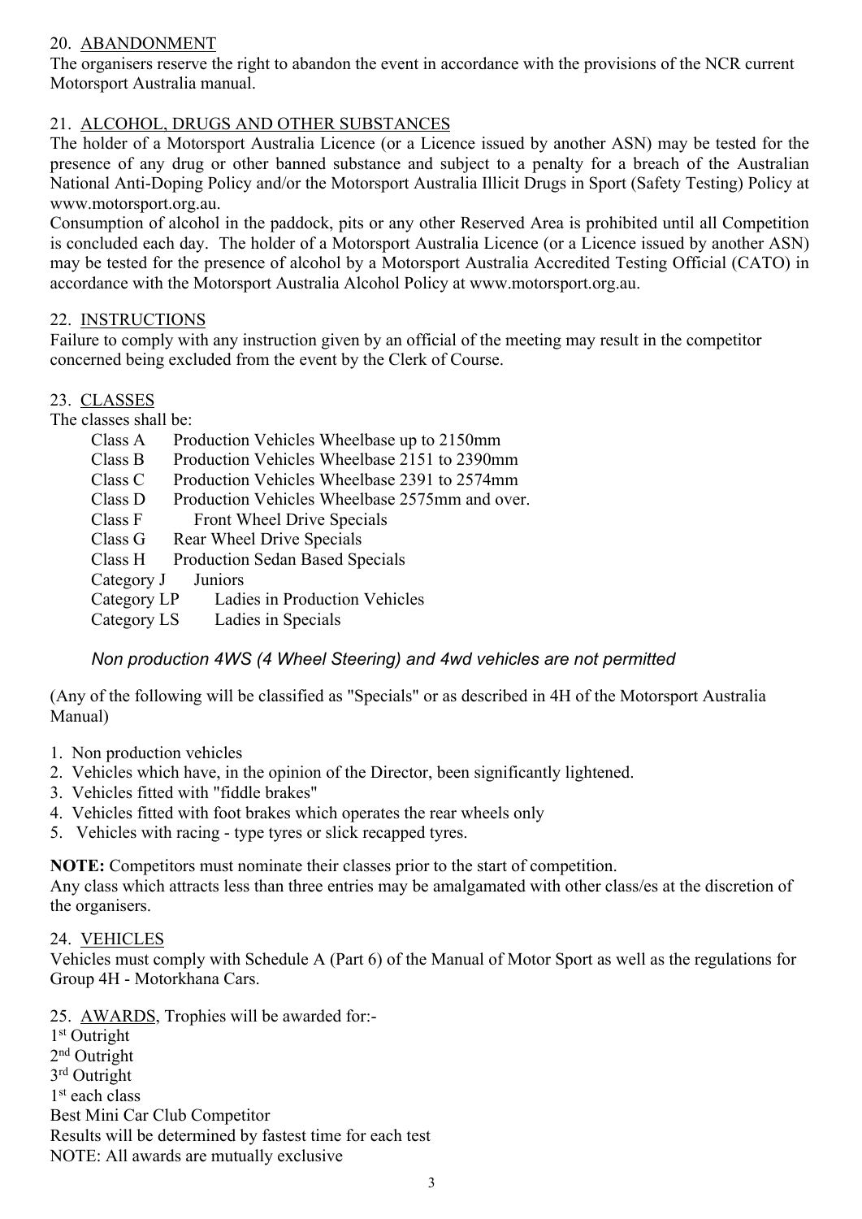## 20. ABANDONMENT

The organisers reserve the right to abandon the event in accordance with the provisions of the NCR current Motorsport Australia manual.

## 21. ALCOHOL, DRUGS AND OTHER SUBSTANCES

The holder of a Motorsport Australia Licence (or a Licence issued by another ASN) may be tested for the presence of any drug or other banned substance and subject to a penalty for a breach of the Australian National Anti-Doping Policy and/or the Motorsport Australia Illicit Drugs in Sport (Safety Testing) Policy at www.motorsport.org.au.

Consumption of alcohol in the paddock, pits or any other Reserved Area is prohibited until all Competition is concluded each day. The holder of a Motorsport Australia Licence (or a Licence issued by another ASN) may be tested for the presence of alcohol by a Motorsport Australia Accredited Testing Official (CATO) in accordance with the Motorsport Australia Alcohol Policy at www.motorsport.org.au.

## 22. INSTRUCTIONS

Failure to comply with any instruction given by an official of the meeting may result in the competitor concerned being excluded from the event by the Clerk of Course.

## 23. CLASSES

The classes shall be:

- Class A Production Vehicles Wheelbase up to 2150mm
- Class B Production Vehicles Wheelbase 2151 to 2390mm
- Class C Production Vehicles Wheelbase 2391 to 2574mm
- Class D Production Vehicles Wheelbase 2575mm and over.
- Class F Front Wheel Drive Specials
- Class G Rear Wheel Drive Specials
- Class H Production Sedan Based Specials
- Category J Juniors
- Category LP Ladies in Production Vehicles
- Category LS Ladies in Specials

*Non production 4WS (4 Wheel Steering) and 4wd vehicles are not permitted*

(Any of the following will be classified as "Specials" or as described in 4H of the Motorsport Australia Manual)

1. Non production vehicles
2. Vehicles which have, in the opinion of the Director, been significantly lightened.
3. Vehicles fitted with "fiddle brakes"
4. Vehicles fitted with foot brakes which operates the rear wheels only
5. Vehicles with racing - type tyres or slick recapped tyres.

**NOTE:** Competitors must nominate their classes prior to the start of competition.
Any class which attracts less than three entries may be amalgamated with other class/es at the discretion of the organisers.

## 24. VEHICLES

Vehicles must comply with Schedule A (Part 6) of the Manual of Motor Sport as well as the regulations for Group 4H - Motorkhana Cars.

## 25. AWARDS, Trophies will be awarded for:-

1st Outright
2nd Outright
3rd Outright
1st each class
Best Mini Car Club Competitor
Results will be determined by fastest time for each test
NOTE: All awards are mutually exclusive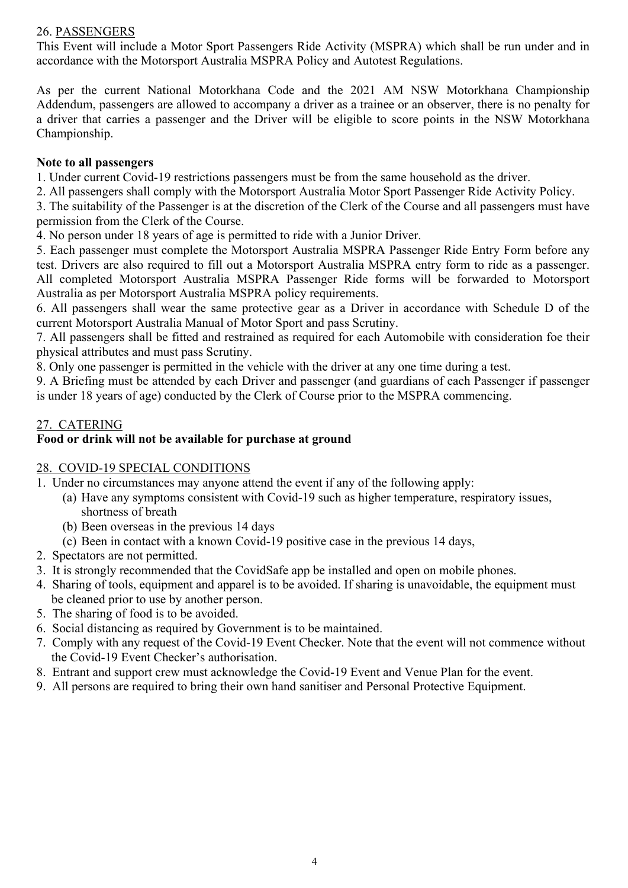## 26. PASSENGERS

This Event will include a Motor Sport Passengers Ride Activity (MSPRA) which shall be run under and in accordance with the Motorsport Australia MSPRA Policy and Autotest Regulations.

As per the current National Motorkhana Code and the 2021 AM NSW Motorkhana Championship Addendum, passengers are allowed to accompany a driver as a trainee or an observer, there is no penalty for a driver that carries a passenger and the Driver will be eligible to score points in the NSW Motorkhana Championship.

**Note to all passengers**

1. Under current Covid-19 restrictions passengers must be from the same household as the driver.
2. All passengers shall comply with the Motorsport Australia Motor Sport Passenger Ride Activity Policy.
3. The suitability of the Passenger is at the discretion of the Clerk of the Course and all passengers must have permission from the Clerk of the Course.
4. No person under 18 years of age is permitted to ride with a Junior Driver.
5. Each passenger must complete the Motorsport Australia MSPRA Passenger Ride Entry Form before any test. Drivers are also required to fill out a Motorsport Australia MSPRA entry form to ride as a passenger. All completed Motorsport Australia MSPRA Passenger Ride forms will be forwarded to Motorsport Australia as per Motorsport Australia MSPRA policy requirements.
6. All passengers shall wear the same protective gear as a Driver in accordance with Schedule D of the current Motorsport Australia Manual of Motor Sport and pass Scrutiny.
7. All passengers shall be fitted and restrained as required for each Automobile with consideration foe their physical attributes and must pass Scrutiny.
8. Only one passenger is permitted in the vehicle with the driver at any one time during a test.
9. A Briefing must be attended by each Driver and passenger (and guardians of each Passenger if passenger is under 18 years of age) conducted by the Clerk of Course prior to the MSPRA commencing.

## 27. CATERING

**Food or drink will not be available for purchase at ground**

## 28. COVID-19 SPECIAL CONDITIONS

1. Under no circumstances may anyone attend the event if any of the following apply:
   (a) Have any symptoms consistent with Covid-19 such as higher temperature, respiratory issues, shortness of breath
   (b) Been overseas in the previous 14 days
   (c) Been in contact with a known Covid-19 positive case in the previous 14 days,
2. Spectators are not permitted.
3. It is strongly recommended that the CovidSafe app be installed and open on mobile phones.
4. Sharing of tools, equipment and apparel is to be avoided. If sharing is unavoidable, the equipment must be cleaned prior to use by another person.
5. The sharing of food is to be avoided.
6. Social distancing as required by Government is to be maintained.
7. Comply with any request of the Covid-19 Event Checker. Note that the event will not commence without the Covid-19 Event Checker's authorisation.
8. Entrant and support crew must acknowledge the Covid-19 Event and Venue Plan for the event.
9. All persons are required to bring their own hand sanitiser and Personal Protective Equipment.